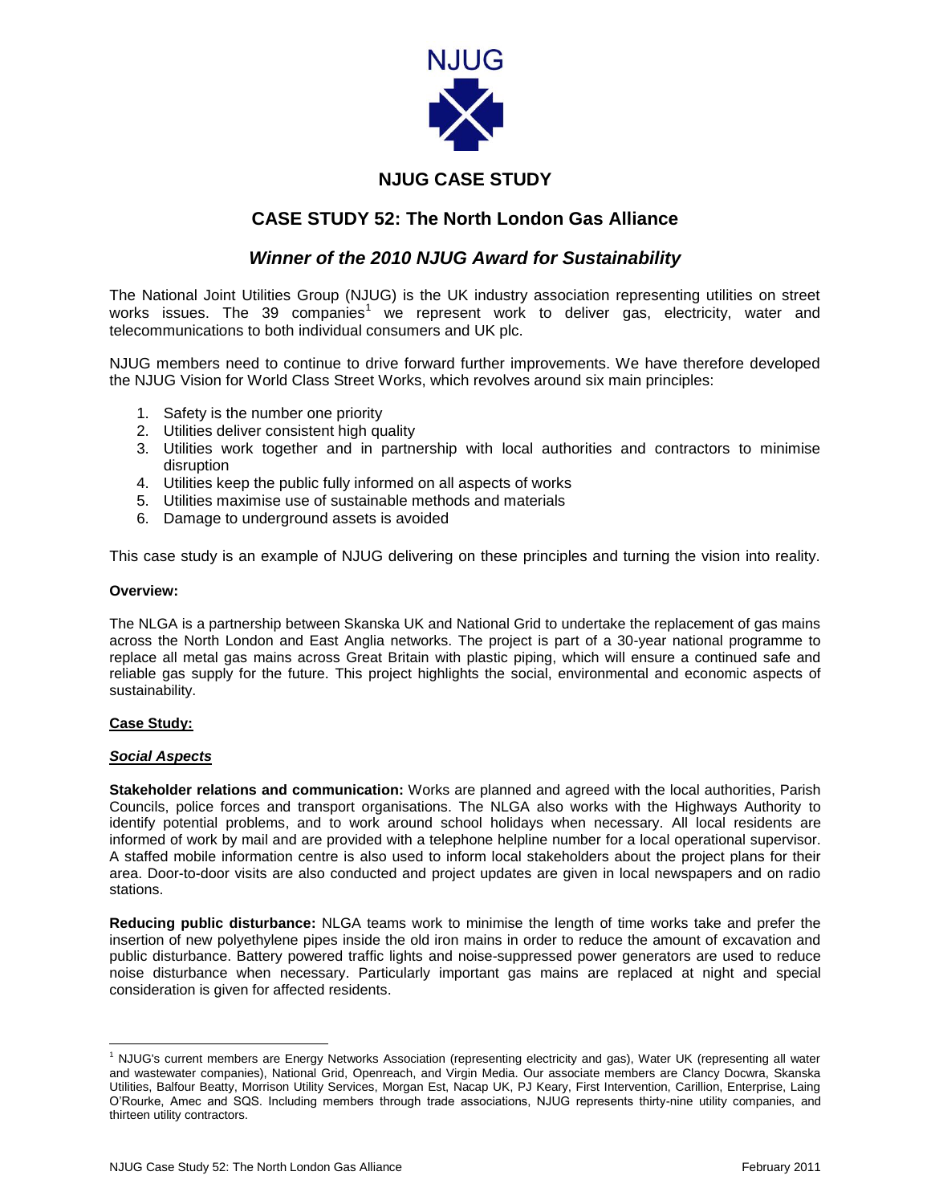NJUG

# NJUG CASE STUDY

## CASE STUDY 52: The North London Gas Alliance

### *Winner of the 2010 NJUG Award for Sustainability*

The National Joint Utilities Group (NJUG) is the UK industry association representing utilities on street works issues. The 39 companies[1] we represent work to deliver gas, electricity, water and telecommunications to both individual consumers and UK plc.

NJUG members need to continue to drive forward further improvements. We have therefore developed the NJUG Vision for World Class Street Works, which revolves around six main principles:

1. Safety is the number one priority
2. Utilities deliver consistent high quality
3. Utilities work together and in partnership with local authorities and contractors to minimise disruption
4. Utilities keep the public fully informed on all aspects of works
5. Utilities maximise use of sustainable methods and materials
6. Damage to underground assets is avoided

This case study is an example of NJUG delivering on these principles and turning the vision into reality.

**Overview:**

The NLGA is a partnership between Skanska UK and National Grid to undertake the replacement of gas mains across the North London and East Anglia networks. The project is part of a 30-year national programme to replace all metal gas mains across Great Britain with plastic piping, which will ensure a continued safe and reliable gas supply for the future. This project highlights the social, environmental and economic aspects of sustainability.

**Case Study:**

***Social Aspects***

**Stakeholder relations and communication:** Works are planned and agreed with the local authorities, Parish Councils, police forces and transport organisations. The NLGA also works with the Highways Authority to identify potential problems, and to work around school holidays when necessary. All local residents are informed of work by mail and are provided with a telephone helpline number for a local operational supervisor. A staffed mobile information centre is also used to inform local stakeholders about the project plans for their area. Door-to-door visits are also conducted and project updates are given in local newspapers and on radio stations.

**Reducing public disturbance:** NLGA teams work to minimise the length of time works take and prefer the insertion of new polyethylene pipes inside the old iron mains in order to reduce the amount of excavation and public disturbance. Battery powered traffic lights and noise-suppressed power generators are used to reduce noise disturbance when necessary. Particularly important gas mains are replaced at night and special consideration is given for affected residents.

---

[1] NJUG's current members are Energy Networks Association (representing electricity and gas), Water UK (representing all water and wastewater companies), National Grid, Openreach, and Virgin Media. Our associate members are Clancy Docwra, Skanska Utilities, Balfour Beatty, Morrison Utility Services, Morgan Est, Nacap UK, PJ Keary, First Intervention, Carillion, Enterprise, Laing O'Rourke, Amec and SQS. Including members through trade associations, NJUG represents thirty-nine utility companies, and thirteen utility contractors.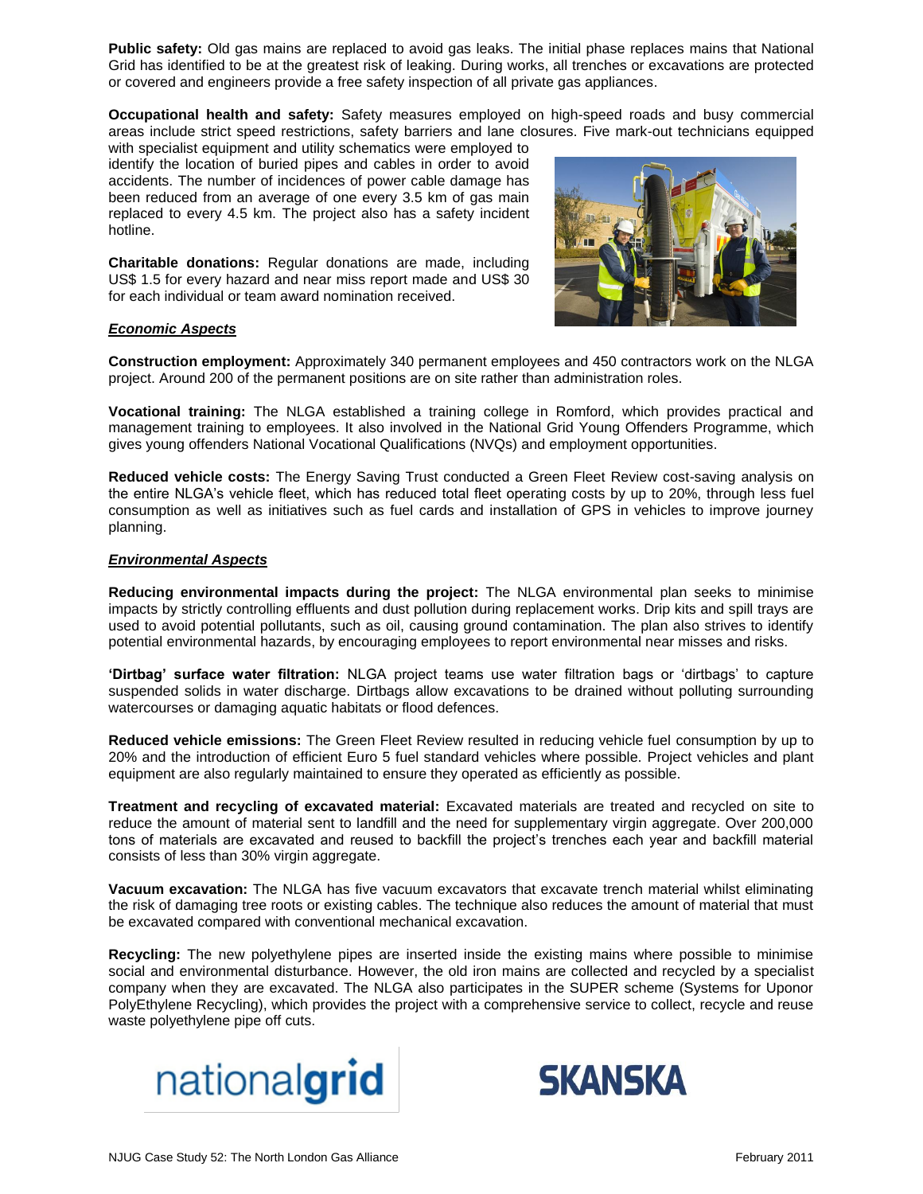**Public safety:** Old gas mains are replaced to avoid gas leaks. The initial phase replaces mains that National Grid has identified to be at the greatest risk of leaking. During works, all trenches or excavations are protected or covered and engineers provide a free safety inspection of all private gas appliances.

**Occupational health and safety:** Safety measures employed on high-speed roads and busy commercial areas include strict speed restrictions, safety barriers and lane closures. Five mark-out technicians equipped with specialist equipment and utility schematics were employed to identify the location of buried pipes and cables in order to avoid accidents. The number of incidences of power cable damage has been reduced from an average of one every 3.5 km of gas main replaced to every 4.5 km. The project also has a safety incident hotline.

**Charitable donations:** Regular donations are made, including US$ 1.5 for every hazard and near miss report made and US$ 30 for each individual or team award nomination received.

***Economic Aspects***

**Construction employment:** Approximately 340 permanent employees and 450 contractors work on the NLGA project. Around 200 of the permanent positions are on site rather than administration roles.

**Vocational training:** The NLGA established a training college in Romford, which provides practical and management training to employees. It also involved in the National Grid Young Offenders Programme, which gives young offenders National Vocational Qualifications (NVQs) and employment opportunities.

**Reduced vehicle costs:** The Energy Saving Trust conducted a Green Fleet Review cost-saving analysis on the entire NLGA's vehicle fleet, which has reduced total fleet operating costs by up to 20%, through less fuel consumption as well as initiatives such as fuel cards and installation of GPS in vehicles to improve journey planning.

***Environmental Aspects***

**Reducing environmental impacts during the project:** The NLGA environmental plan seeks to minimise impacts by strictly controlling effluents and dust pollution during replacement works. Drip kits and spill trays are used to avoid potential pollutants, such as oil, causing ground contamination. The plan also strives to identify potential environmental hazards, by encouraging employees to report environmental near misses and risks.

**'Dirtbag' surface water filtration:** NLGA project teams use water filtration bags or 'dirtbags' to capture suspended solids in water discharge. Dirtbags allow excavations to be drained without polluting surrounding watercourses or damaging aquatic habitats or flood defences.

**Reduced vehicle emissions:** The Green Fleet Review resulted in reducing vehicle fuel consumption by up to 20% and the introduction of efficient Euro 5 fuel standard vehicles where possible. Project vehicles and plant equipment are also regularly maintained to ensure they operated as efficiently as possible.

**Treatment and recycling of excavated material:** Excavated materials are treated and recycled on site to reduce the amount of material sent to landfill and the need for supplementary virgin aggregate. Over 200,000 tons of materials are excavated and reused to backfill the project's trenches each year and backfill material consists of less than 30% virgin aggregate.

**Vacuum excavation:** The NLGA has five vacuum excavators that excavate trench material whilst eliminating the risk of damaging tree roots or existing cables. The technique also reduces the amount of material that must be excavated compared with conventional mechanical excavation.

**Recycling:** The new polyethylene pipes are inserted inside the existing mains where possible to minimise social and environmental disturbance. However, the old iron mains are collected and recycled by a specialist company when they are excavated. The NLGA also participates in the SUPER scheme (Systems for Uponor PolyEthylene Recycling), which provides the project with a comprehensive service to collect, recycle and reuse waste polyethylene pipe off cuts.

nationalgrid

SKANSKA